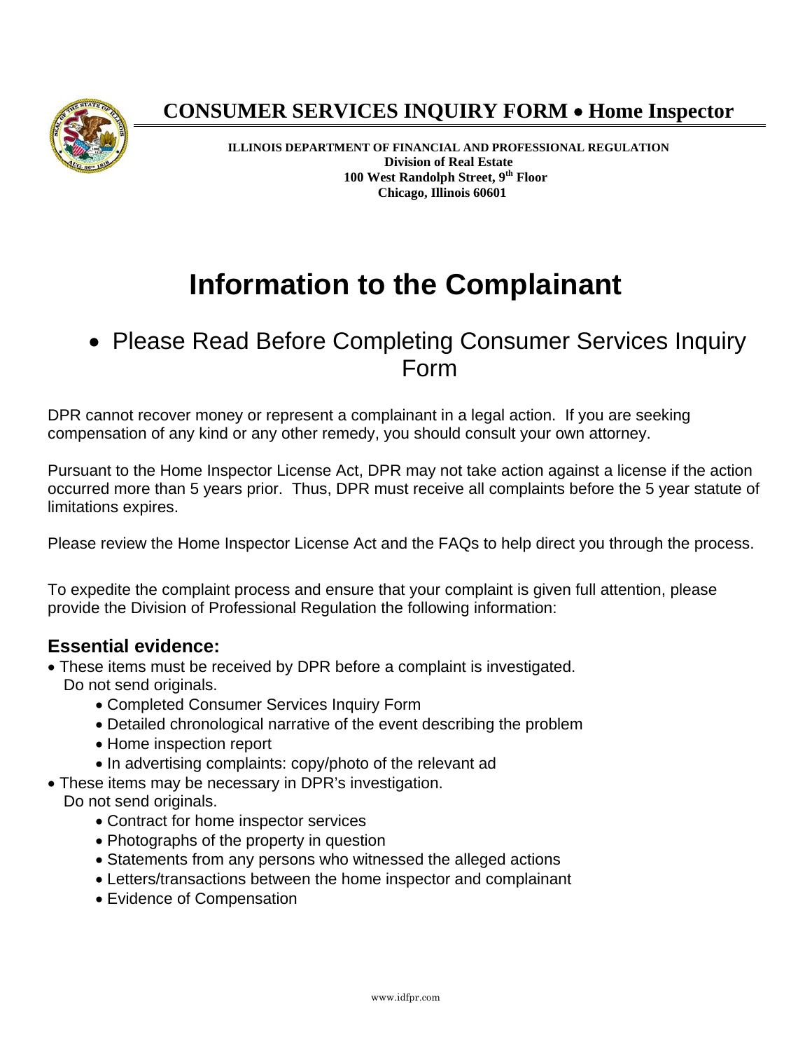# CONSUMER SERVICES INQUIRY FORM • Home Inspector

**ILLINOIS DEPARTMENT OF FINANCIAL AND PROFESSIONAL REGULATION**
**Division of Real Estate**
**100 West Randolph Street, 9th Floor**
**Chicago, Illinois 60601**

# Information to the Complainant

- Please Read Before Completing Consumer Services Inquiry Form

DPR cannot recover money or represent a complainant in a legal action. If you are seeking compensation of any kind or any other remedy, you should consult your own attorney.

Pursuant to the Home Inspector License Act, DPR may not take action against a license if the action occurred more than 5 years prior. Thus, DPR must receive all complaints before the 5 year statute of limitations expires.

Please review the Home Inspector License Act and the FAQs to help direct you through the process.

To expedite the complaint process and ensure that your complaint is given full attention, please provide the Division of Professional Regulation the following information:

## Essential evidence:

- These items must be received by DPR before a complaint is investigated. Do not send originals.
  - Completed Consumer Services Inquiry Form
  - Detailed chronological narrative of the event describing the problem
  - Home inspection report
  - In advertising complaints: copy/photo of the relevant ad
- These items may be necessary in DPR's investigation. Do not send originals.
  - Contract for home inspector services
  - Photographs of the property in question
  - Statements from any persons who witnessed the alleged actions
  - Letters/transactions between the home inspector and complainant
  - Evidence of Compensation

www.idfpr.com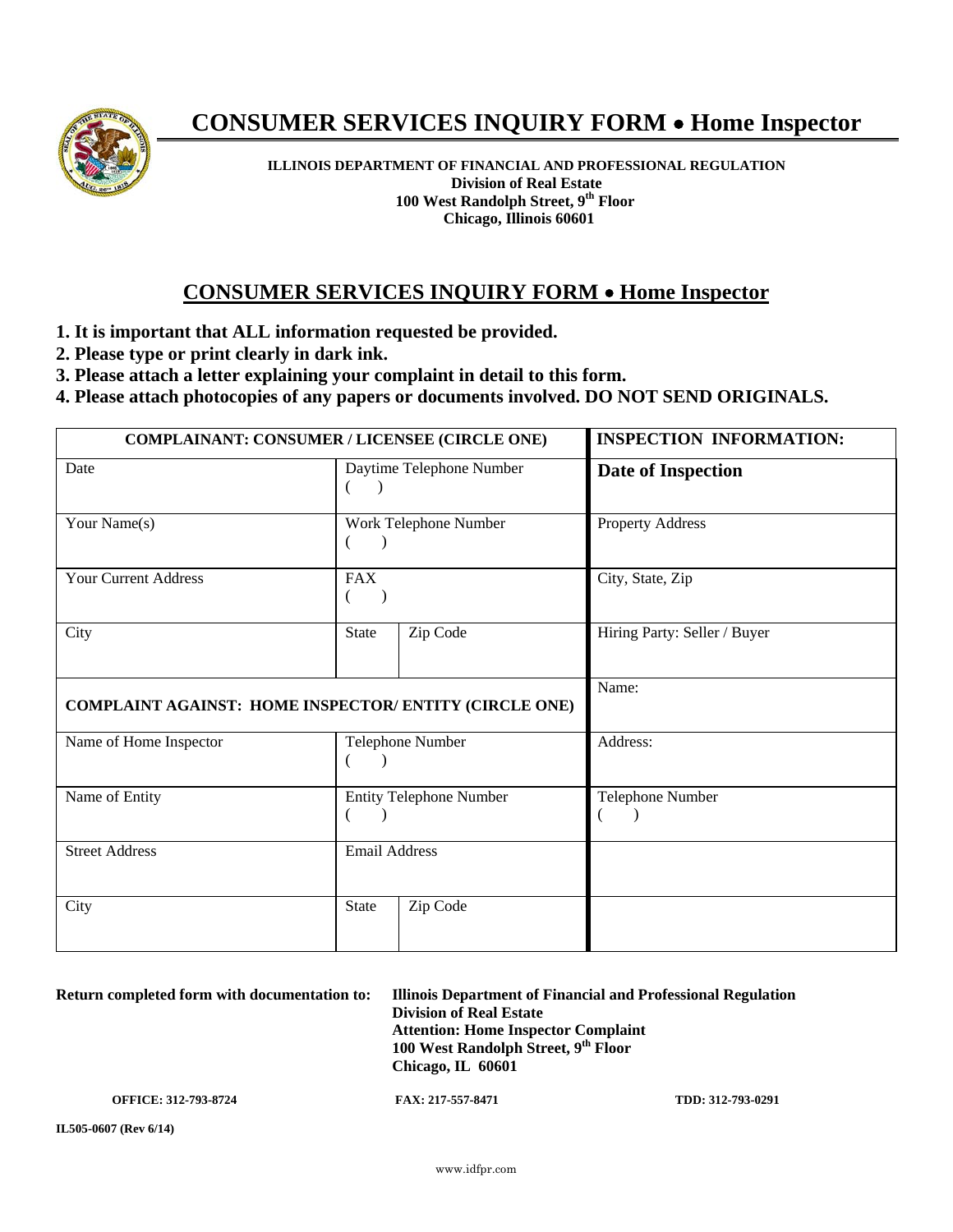# CONSUMER SERVICES INQUIRY FORM • Home Inspector

**ILLINOIS DEPARTMENT OF FINANCIAL AND PROFESSIONAL REGULATION**
**Division of Real Estate**
**100 West Randolph Street, 9th Floor**
**Chicago, Illinois 60601**

## CONSUMER SERVICES INQUIRY FORM • Home Inspector

**1. It is important that ALL information requested be provided.**
**2. Please type or print clearly in dark ink.**
**3. Please attach a letter explaining your complaint in detail to this form.**
**4. Please attach photocopies of any papers or documents involved. DO NOT SEND ORIGINALS.**

| **COMPLAINANT: CONSUMER / LICENSEE (CIRCLE ONE)** | | | **INSPECTION INFORMATION:** |
|---|---|---|---|
| Date | Daytime Telephone Number ( ) | | **Date of Inspection** |
| Your Name(s) | Work Telephone Number ( ) | | Property Address |
| Your Current Address | FAX ( ) | | City, State, Zip |
| City | State | Zip Code | Hiring Party: Seller / Buyer |
| **COMPLAINT AGAINST: HOME INSPECTOR/ ENTITY (CIRCLE ONE)** | | | Name: |
| Name of Home Inspector | Telephone Number ( ) | | Address: |
| Name of Entity | Entity Telephone Number ( ) | | Telephone Number ( ) |
| Street Address | Email Address | | |
| City | State | Zip Code | |

**Return completed form with documentation to:** **Illinois Department of Financial and Professional Regulation**
**Division of Real Estate**
**Attention: Home Inspector Complaint**
**100 West Randolph Street, 9th Floor**
**Chicago, IL 60601**

**OFFICE: 312-793-8724** **FAX: 217-557-8471** **TDD: 312-793-0291**

**IL505-0607 (Rev 6/14)**

www.idfpr.com